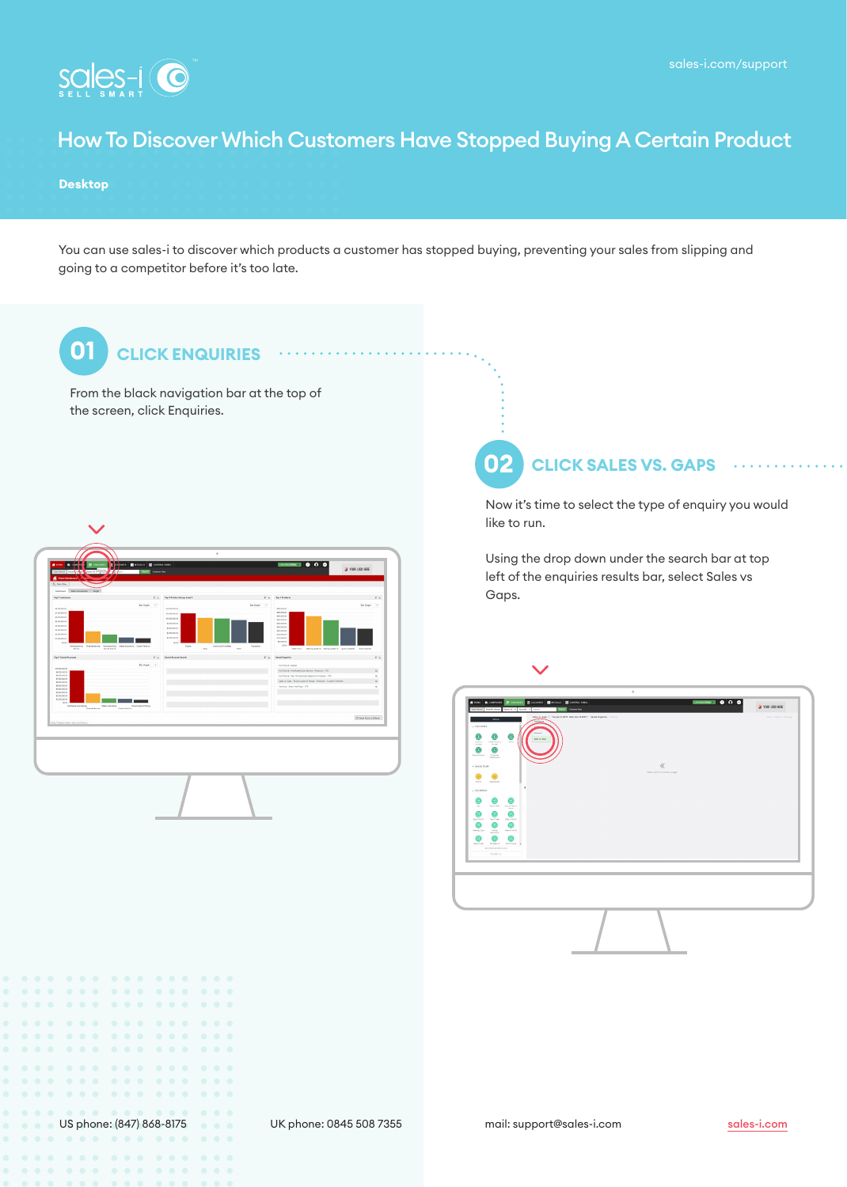sales-i SELL SMART

sales-i.com/support

# How To Discover Which Customers Have Stopped Buying A Certain Product

**Desktop**

You can use sales-i to discover which products a customer has stopped buying, preventing your sales from slipping and going to a competitor before it's too late.

## 01 CLICK ENQUIRIES

From the black navigation bar at the top of the screen, click Enquiries.

## 02 CLICK SALES VS. GAPS

Now it's time to select the type of enquiry you would like to run.

Using the drop down under the search bar at top left of the enquiries results bar, select Sales vs Gaps.

US phone: (847) 868-8175

UK phone: 0845 508 7355

mail: support@sales-i.com

sales-i.com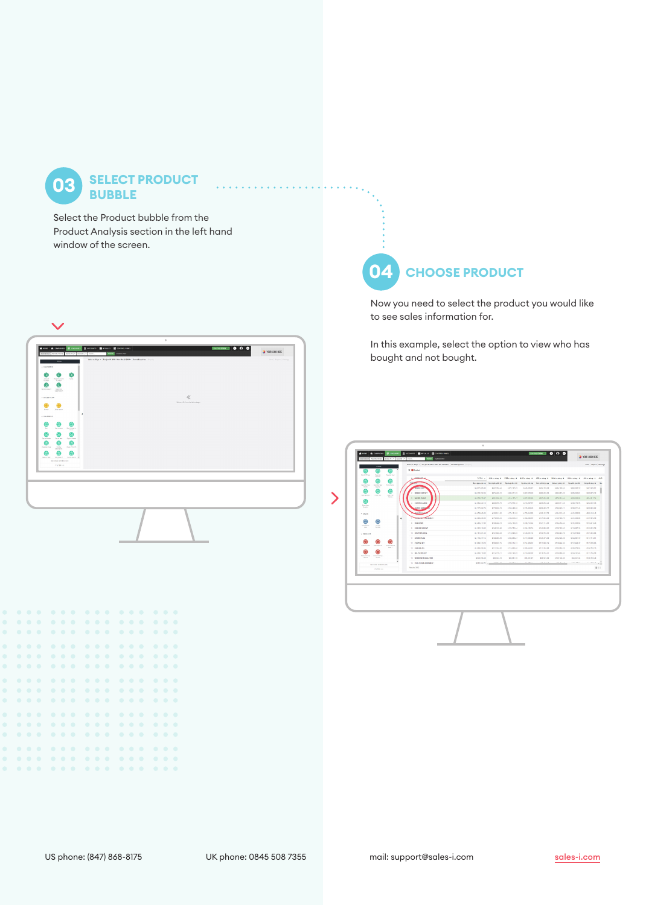## 03 SELECT PRODUCT BUBBLE

Select the Product bubble from the Product Analysis section in the left hand window of the screen.

## 04 CHOOSE PRODUCT

Now you need to select the product you would like to see sales information for.

In this example, select the option to view who has bought and not bought.

US phone: (847) 868-8175

UK phone: 0845 508 7355

mail: support@sales-i.com

sales-i.com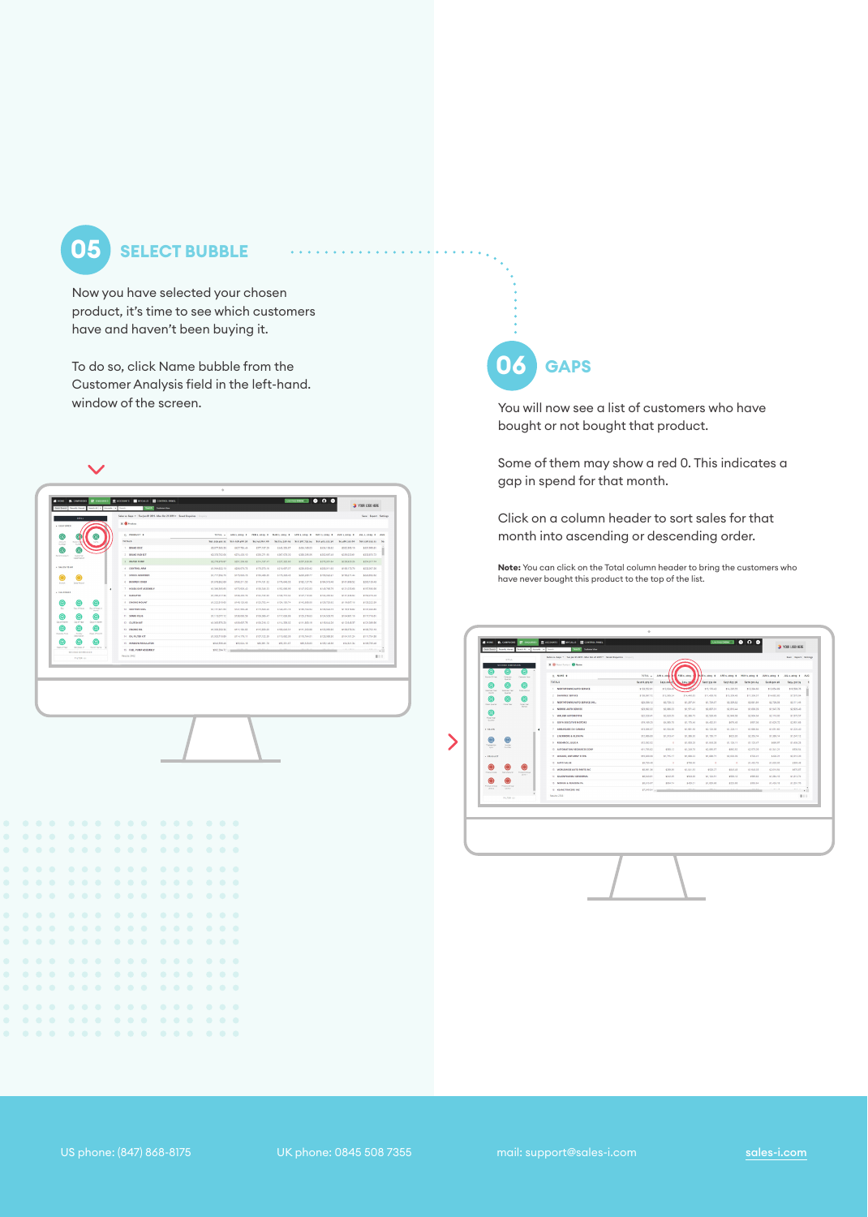## 05 SELECT BUBBLE

Now you have selected your chosen product, it's time to see which customers have and haven't been buying it.

To do so, click Name bubble from the Customer Analysis field in the left-hand window of the screen.

## 06 GAPS

You will now see a list of customers who have bought or not bought that product.

Some of them may show a red 0. This indicates a gap in spend for that month.

Click on a column header to sort sales for that month into ascending or descending order.

**Note:** You can click on the Total column header to bring the customers who have never bought this product to the top of the list.

US phone: (847) 868-8175 UK phone: 0845 508 7355 mail: support@sales-i.com sales-i.com